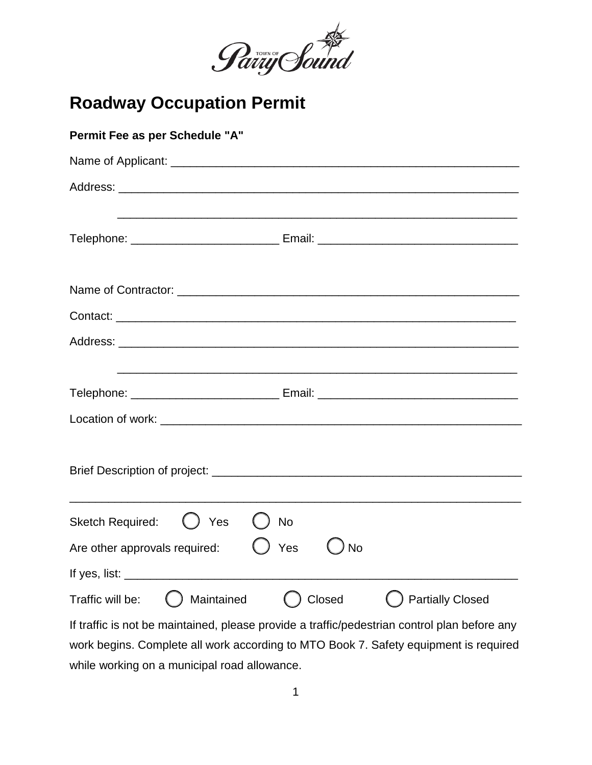# Roadway Occupation Permit

**Permit Fee as per Schedule "A"**

Name of Applicant: _______________________________________________________

Address: ____________________________________________________________

_______________________________________________________________

Telephone: _______________________ Email: _______________________________

Name of Contractor: ______________________________________________________

Contact: ____________________________________________________________

Address: ____________________________________________________________

_______________________________________________________________

Telephone: _______________________ Email: _______________________________

Location of work: _________________________________________________________

Brief Description of project: _______________________________________________

_____________________________________________________________________

Sketch Required: ◯ Yes ◯ No

Are other approvals required: ◯ Yes ◯ No

If yes, list: ______________________________________________________________

Traffic will be: ◯ Maintained ◯ Closed ◯ Partially Closed

If traffic is not be maintained, please provide a traffic/pedestrian control plan before any work begins. Complete all work according to MTO Book 7. Safety equipment is required while working on a municipal road allowance.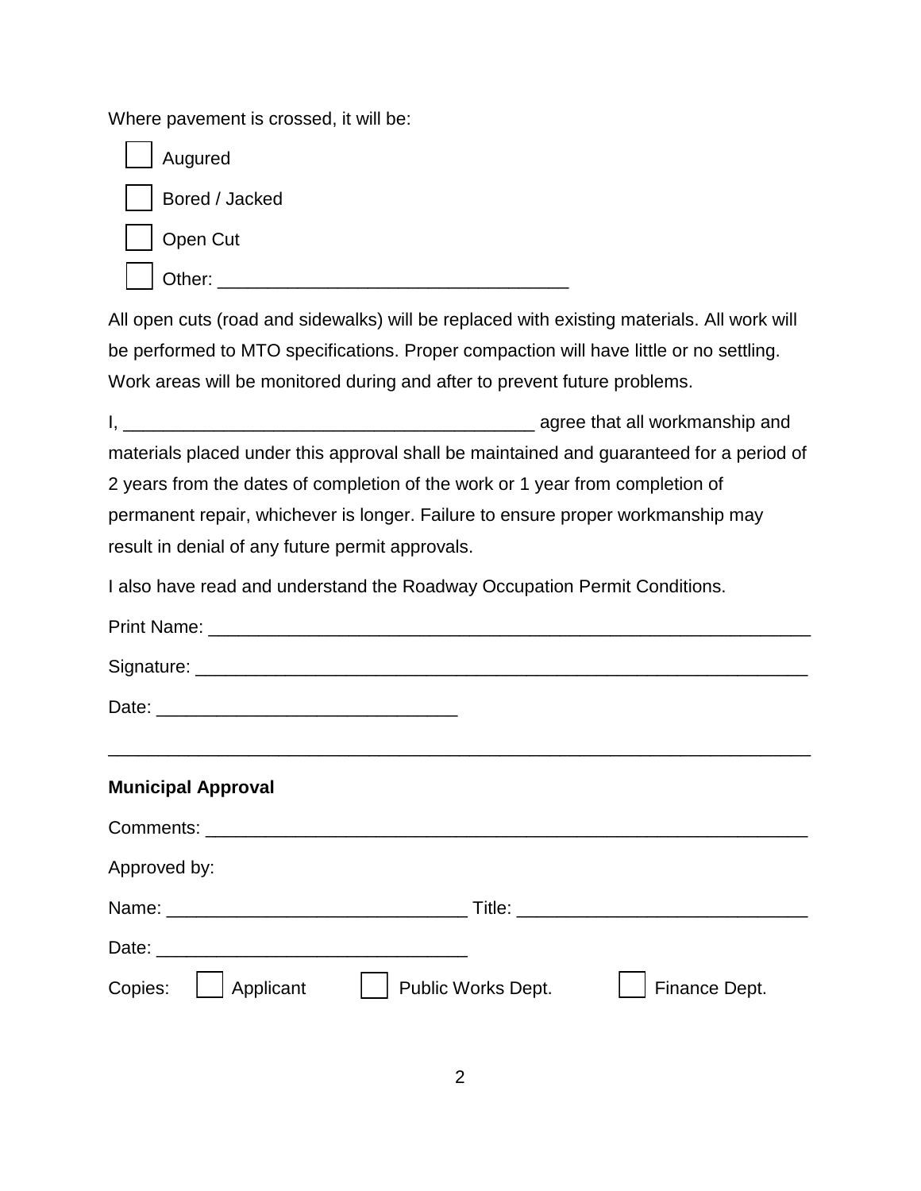Where pavement is crossed, it will be:

- ☐ Augured
- ☐ Bored / Jacked
- ☐ Open Cut
- ☐ Other: ___________________________________

All open cuts (road and sidewalks) will be replaced with existing materials. All work will be performed to MTO specifications. Proper compaction will have little or no settling. Work areas will be monitored during and after to prevent future problems.

I, _________________________________________ agree that all workmanship and materials placed under this approval shall be maintained and guaranteed for a period of 2 years from the dates of completion of the work or 1 year from completion of permanent repair, whichever is longer. Failure to ensure proper workmanship may result in denial of any future permit approvals.

I also have read and understand the Roadway Occupation Permit Conditions.

Print Name: ______________________________________________________________

Signature: _______________________________________________________________

Date: ______________________________

---

**Municipal Approval**

Comments: _______________________________________________________________

Approved by:

Name: ______________________________ Title: _____________________________

Date: _______________________________

Copies: ☐ Applicant ☐ Public Works Dept. ☐ Finance Dept.